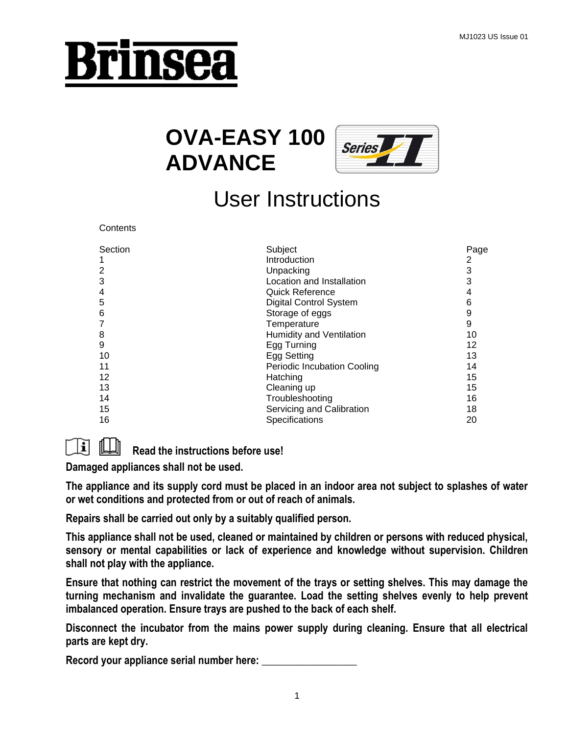MJ1023 US Issue 01

# Brinsea

# OVA-EASY 100 ADVANCE

Series II

## User Instructions

Contents

| Section | Subject | Page |
|---|---|---|
| 1 | Introduction | 2 |
| 2 | Unpacking | 3 |
| 3 | Location and Installation | 3 |
| 4 | Quick Reference | 4 |
| 5 | Digital Control System | 6 |
| 6 | Storage of eggs | 9 |
| 7 | Temperature | 9 |
| 8 | Humidity and Ventilation | 10 |
| 9 | Egg Turning | 12 |
| 10 | Egg Setting | 13 |
| 11 | Periodic Incubation Cooling | 14 |
| 12 | Hatching | 15 |
| 13 | Cleaning up | 15 |
| 14 | Troubleshooting | 16 |
| 15 | Servicing and Calibration | 18 |
| 16 | Specifications | 20 |

**Read the instructions before use!**

**Damaged appliances shall not be used.**

**The appliance and its supply cord must be placed in an indoor area not subject to splashes of water or wet conditions and protected from or out of reach of animals.**

**Repairs shall be carried out only by a suitably qualified person.**

**This appliance shall not be used, cleaned or maintained by children or persons with reduced physical, sensory or mental capabilities or lack of experience and knowledge without supervision. Children shall not play with the appliance.**

**Ensure that nothing can restrict the movement of the trays or setting shelves. This may damage the turning mechanism and invalidate the guarantee. Load the setting shelves evenly to help prevent imbalanced operation. Ensure trays are pushed to the back of each shelf.**

**Disconnect the incubator from the mains power supply during cleaning. Ensure that all electrical parts are kept dry.**

**Record your appliance serial number here: _________________**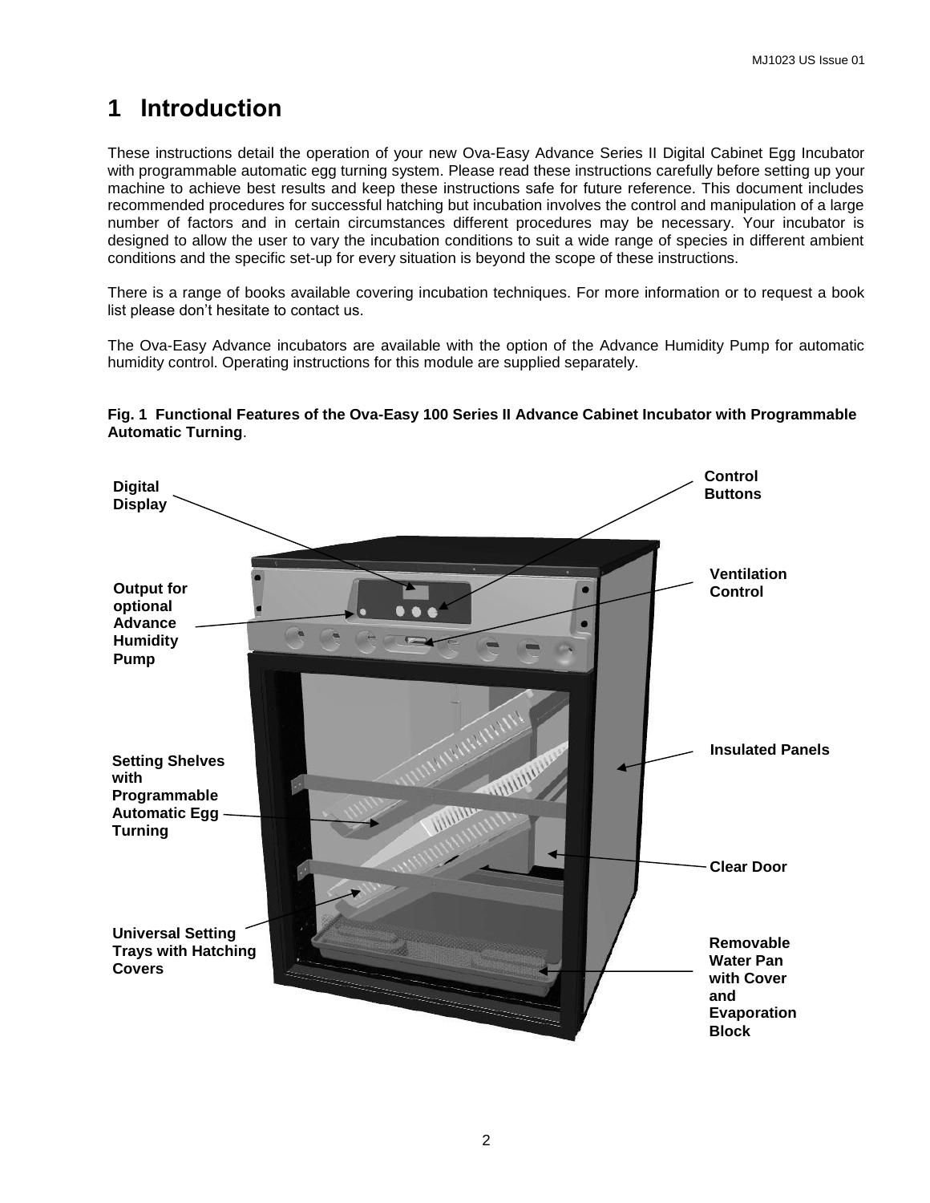# 1 Introduction

These instructions detail the operation of your new Ova-Easy Advance Series II Digital Cabinet Egg Incubator with programmable automatic egg turning system. Please read these instructions carefully before setting up your machine to achieve best results and keep these instructions safe for future reference. This document includes recommended procedures for successful hatching but incubation involves the control and manipulation of a large number of factors and in certain circumstances different procedures may be necessary. Your incubator is designed to allow the user to vary the incubation conditions to suit a wide range of species in different ambient conditions and the specific set-up for every situation is beyond the scope of these instructions.

There is a range of books available covering incubation techniques. For more information or to request a book list please don't hesitate to contact us.

The Ova-Easy Advance incubators are available with the option of the Advance Humidity Pump for automatic humidity control. Operating instructions for this module are supplied separately.

**Fig. 1 Functional Features of the Ova-Easy 100 Series II Advance Cabinet Incubator with Programmable Automatic Turning**.

**Digital Display**

**Control Buttons**

**Output for optional Advance Humidity Pump**

**Ventilation Control**

**Insulated Panels**

**Setting Shelves with Programmable Automatic Egg Turning**

**Clear Door**

**Universal Setting Trays with Hatching Covers**

**Removable Water Pan with Cover and Evaporation Block**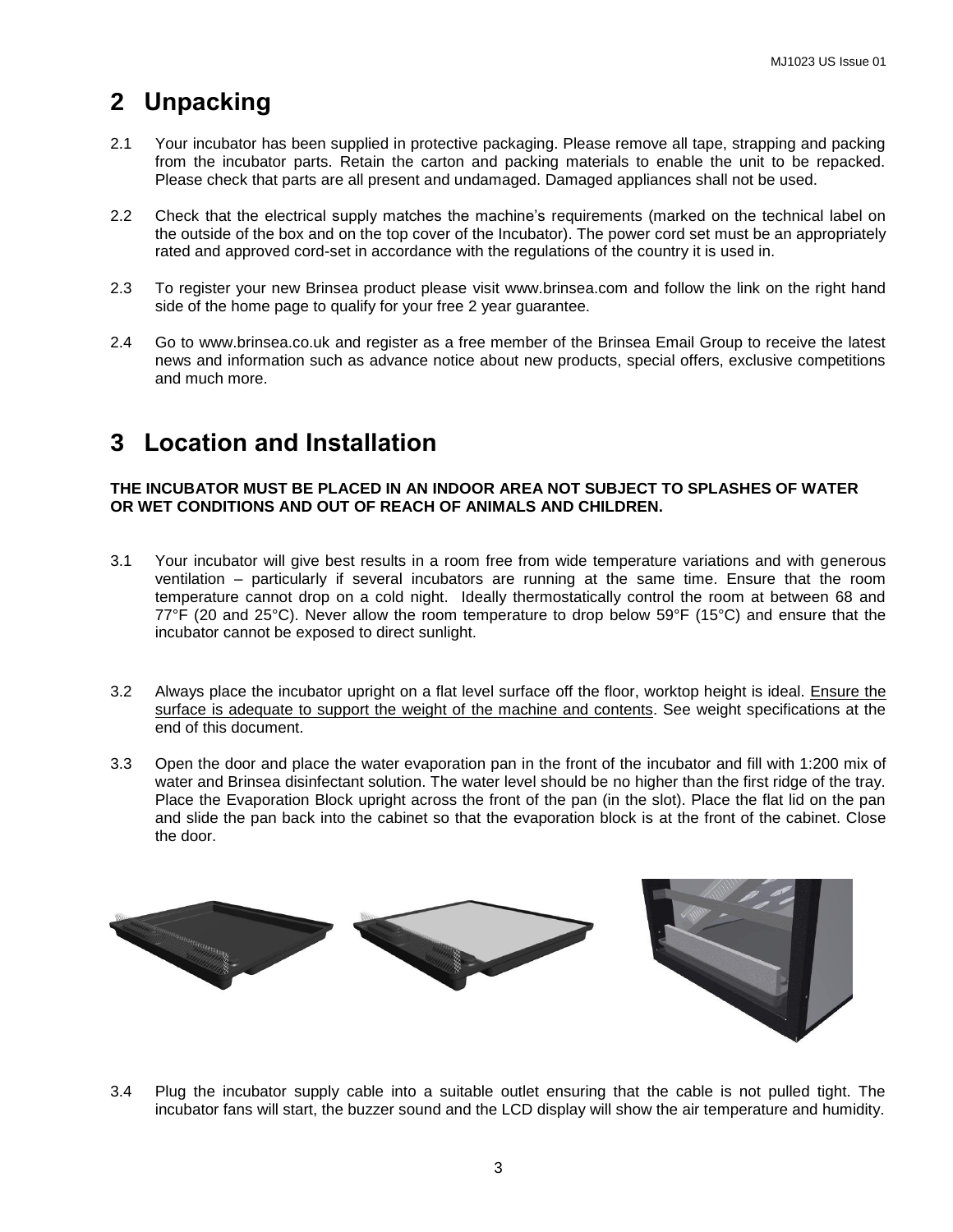## 2 Unpacking

2.1 Your incubator has been supplied in protective packaging. Please remove all tape, strapping and packing from the incubator parts. Retain the carton and packing materials to enable the unit to be repacked. Please check that parts are all present and undamaged. Damaged appliances shall not be used.

2.2 Check that the electrical supply matches the machine's requirements (marked on the technical label on the outside of the box and on the top cover of the Incubator). The power cord set must be an appropriately rated and approved cord-set in accordance with the regulations of the country it is used in.

2.3 To register your new Brinsea product please visit www.brinsea.com and follow the link on the right hand side of the home page to qualify for your free 2 year guarantee.

2.4 Go to www.brinsea.co.uk and register as a free member of the Brinsea Email Group to receive the latest news and information such as advance notice about new products, special offers, exclusive competitions and much more.

## 3 Location and Installation

**THE INCUBATOR MUST BE PLACED IN AN INDOOR AREA NOT SUBJECT TO SPLASHES OF WATER OR WET CONDITIONS AND OUT OF REACH OF ANIMALS AND CHILDREN.**

3.1 Your incubator will give best results in a room free from wide temperature variations and with generous ventilation – particularly if several incubators are running at the same time. Ensure that the room temperature cannot drop on a cold night. Ideally thermostatically control the room at between 68 and 77°F (20 and 25°C). Never allow the room temperature to drop below 59°F (15°C) and ensure that the incubator cannot be exposed to direct sunlight.

3.2 Always place the incubator upright on a flat level surface off the floor, worktop height is ideal. Ensure the surface is adequate to support the weight of the machine and contents. See weight specifications at the end of this document.

3.3 Open the door and place the water evaporation pan in the front of the incubator and fill with 1:200 mix of water and Brinsea disinfectant solution. The water level should be no higher than the first ridge of the tray. Place the Evaporation Block upright across the front of the pan (in the slot). Place the flat lid on the pan and slide the pan back into the cabinet so that the evaporation block is at the front of the cabinet. Close the door.

3.4 Plug the incubator supply cable into a suitable outlet ensuring that the cable is not pulled tight. The incubator fans will start, the buzzer sound and the LCD display will show the air temperature and humidity.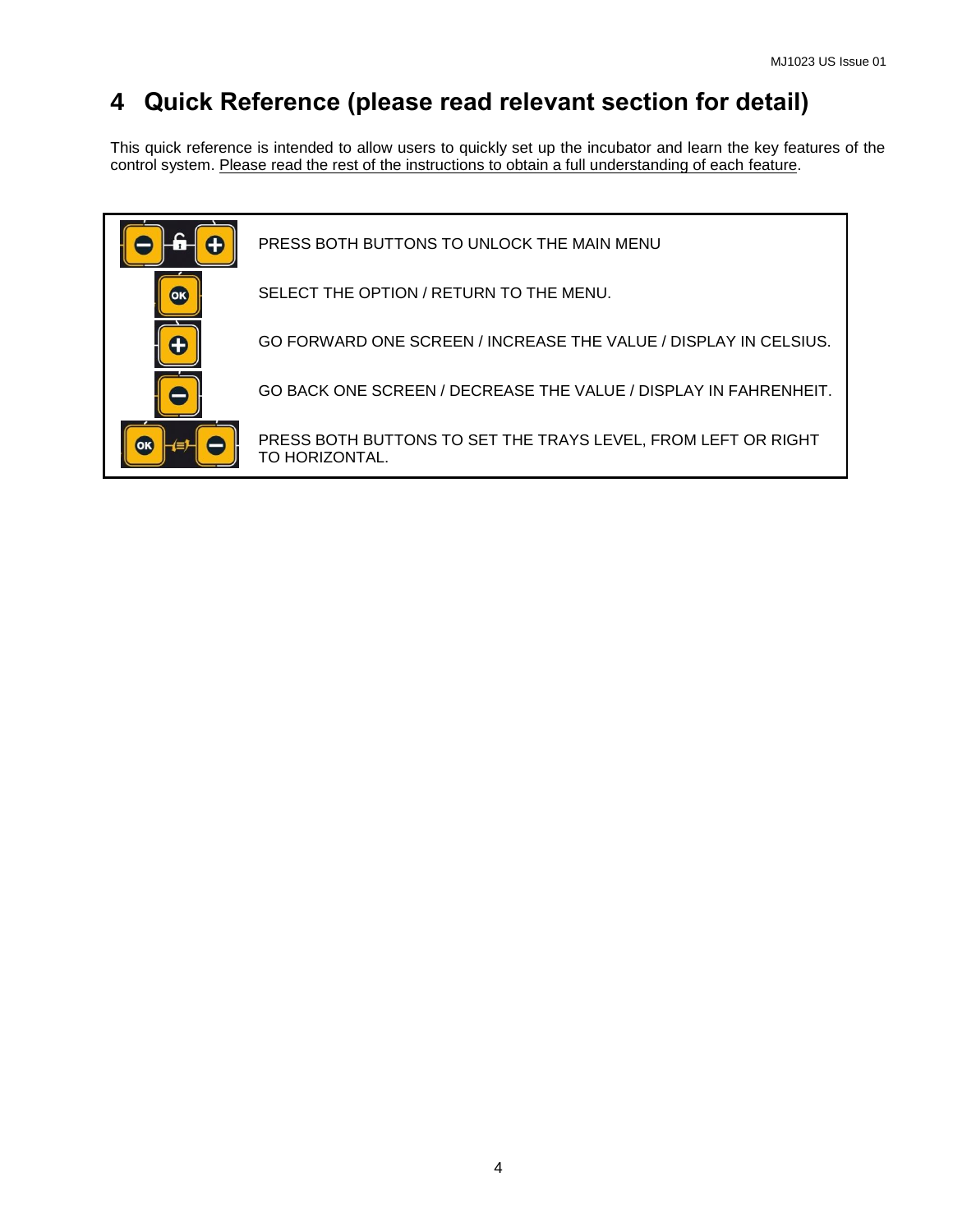# 4 Quick Reference (please read relevant section for detail)

This quick reference is intended to allow users to quickly set up the incubator and learn the key features of the control system. Please read the rest of the instructions to obtain a full understanding of each feature.

| Buttons | Function |
| --- | --- |
| − + | PRESS BOTH BUTTONS TO UNLOCK THE MAIN MENU |
| OK | SELECT THE OPTION / RETURN TO THE MENU. |
| + | GO FORWARD ONE SCREEN / INCREASE THE VALUE / DISPLAY IN CELSIUS. |
| − | GO BACK ONE SCREEN / DECREASE THE VALUE / DISPLAY IN FAHRENHEIT. |
| OK − | PRESS BOTH BUTTONS TO SET THE TRAYS LEVEL, FROM LEFT OR RIGHT TO HORIZONTAL. |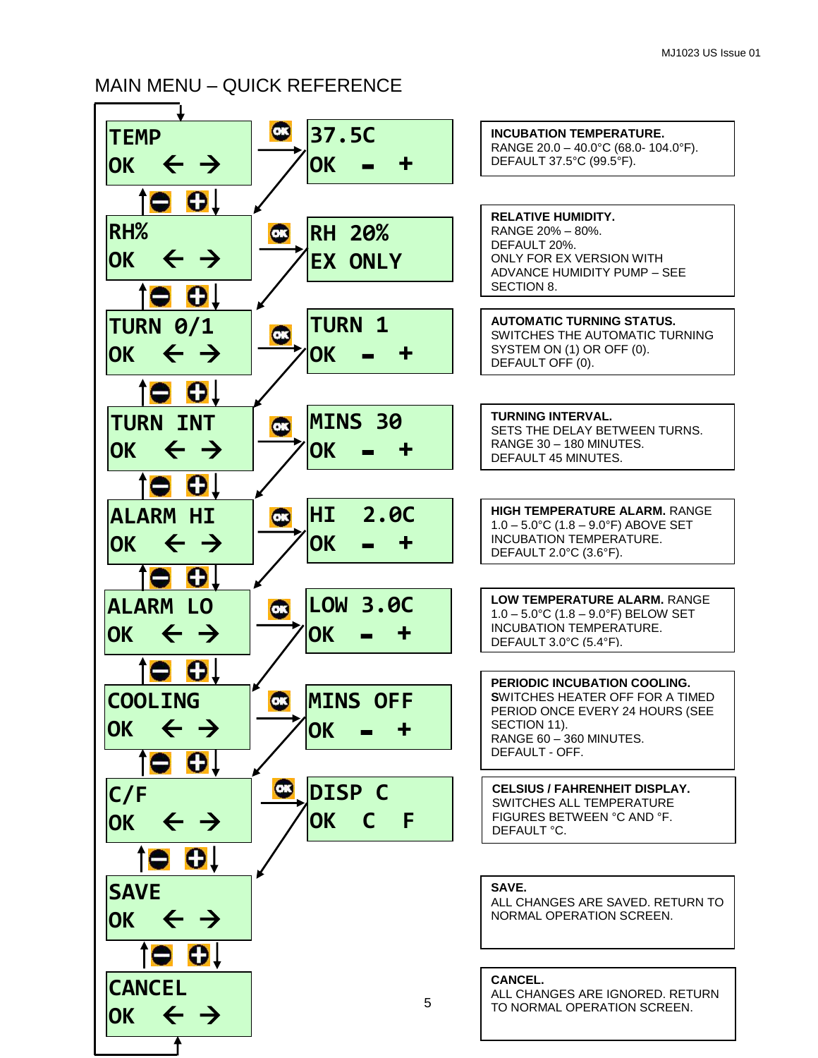## MAIN MENU – QUICK REFERENCE

| Menu | Setting (press OK) | Description |
|---|---|---|
| TEMP<br>OK ← → | 37.5C<br>OK - + | **INCUBATION TEMPERATURE.**<br>RANGE 20.0 – 40.0°C (68.0- 104.0°F).<br>DEFAULT 37.5°C (99.5°F). |
| RH%<br>OK ← → | RH 20%<br>EX ONLY | **RELATIVE HUMIDITY.**<br>RANGE 20% – 80%.<br>DEFAULT 20%.<br>ONLY FOR EX VERSION WITH ADVANCE HUMIDITY PUMP – SEE SECTION 8. |
| TURN 0/1<br>OK ← → | TURN 1<br>OK - + | **AUTOMATIC TURNING STATUS.**<br>SWITCHES THE AUTOMATIC TURNING SYSTEM ON (1) OR OFF (0).<br>DEFAULT OFF (0). |
| TURN INT<br>OK ← → | MINS 30<br>OK - + | **TURNING INTERVAL.**<br>SETS THE DELAY BETWEEN TURNS.<br>RANGE 30 – 180 MINUTES.<br>DEFAULT 45 MINUTES. |
| ALARM HI<br>OK ← → | HI 2.0C<br>OK - + | **HIGH TEMPERATURE ALARM.** RANGE 1.0 – 5.0°C (1.8 – 9.0°F) ABOVE SET INCUBATION TEMPERATURE.<br>DEFAULT 2.0°C (3.6°F). |
| ALARM LO<br>OK ← → | LOW 3.0C<br>OK - + | **LOW TEMPERATURE ALARM.** RANGE 1.0 – 5.0°C (1.8 – 9.0°F) BELOW SET INCUBATION TEMPERATURE.<br>DEFAULT 3.0°C (5.4°F). |
| COOLING<br>OK ← → | MINS OFF<br>OK - + | **PERIODIC INCUBATION COOLING.**<br>SWITCHES HEATER OFF FOR A TIMED PERIOD ONCE EVERY 24 HOURS (SEE SECTION 11).<br>RANGE 60 – 360 MINUTES.<br>DEFAULT - OFF. |
| C/F<br>OK ← → | DISP C<br>OK C F | **CELSIUS / FAHRENHEIT DISPLAY.**<br>SWITCHES ALL TEMPERATURE FIGURES BETWEEN °C AND °F.<br>DEFAULT °C. |
| SAVE<br>OK ← → | | **SAVE.**<br>ALL CHANGES ARE SAVED. RETURN TO NORMAL OPERATION SCREEN. |
| CANCEL<br>OK ← → | | **CANCEL.**<br>ALL CHANGES ARE IGNORED. RETURN TO NORMAL OPERATION SCREEN. |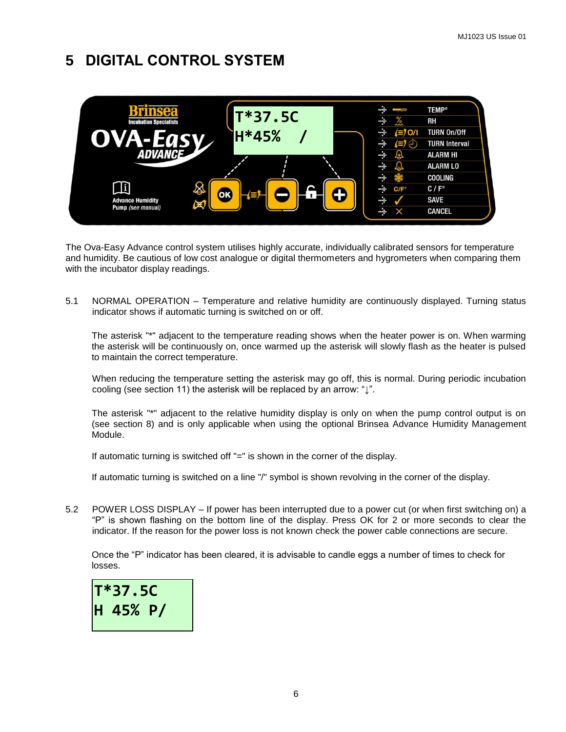# 5 DIGITAL CONTROL SYSTEM

The Ova-Easy Advance control system utilises highly accurate, individually calibrated sensors for temperature and humidity. Be cautious of low cost analogue or digital thermometers and hygrometers when comparing them with the incubator display readings.

5.1 NORMAL OPERATION – Temperature and relative humidity are continuously displayed. Turning status indicator shows if automatic turning is switched on or off.

The asterisk "*" adjacent to the temperature reading shows when the heater power is on. When warming the asterisk will be continuously on, once warmed up the asterisk will slowly flash as the heater is pulsed to maintain the correct temperature.

When reducing the temperature setting the asterisk may go off, this is normal. During periodic incubation cooling (see section 11) the asterisk will be replaced by an arrow: "↓".

The asterisk "*" adjacent to the relative humidity display is only on when the pump control output is on (see section 8) and is only applicable when using the optional Brinsea Advance Humidity Management Module.

If automatic turning is switched off "=" is shown in the corner of the display.

If automatic turning is switched on a line "/" symbol is shown revolving in the corner of the display.

5.2 POWER LOSS DISPLAY – If power has been interrupted due to a power cut (or when first switching on) a "P" is shown flashing on the bottom line of the display. Press OK for 2 or more seconds to clear the indicator. If the reason for the power loss is not known check the power cable connections are secure.

Once the "P" indicator has been cleared, it is advisable to candle eggs a number of times to check for losses.

```
T*37.5C
H 45% P/
```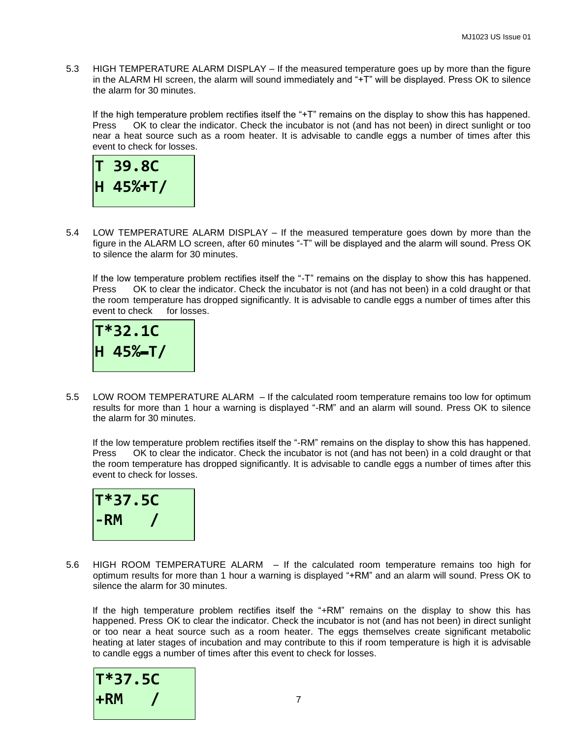5.3 HIGH TEMPERATURE ALARM DISPLAY – If the measured temperature goes up by more than the figure in the ALARM HI screen, the alarm will sound immediately and "+T" will be displayed. Press OK to silence the alarm for 30 minutes.

If the high temperature problem rectifies itself the "+T" remains on the display to show this has happened. Press OK to clear the indicator. Check the incubator is not (and has not been) in direct sunlight or too near a heat source such as a room heater. It is advisable to candle eggs a number of times after this event to check for losses.

```
T 39.8C
H 45%+T/
```

5.4 LOW TEMPERATURE ALARM DISPLAY – If the measured temperature goes down by more than the figure in the ALARM LO screen, after 60 minutes "-T" will be displayed and the alarm will sound. Press OK to silence the alarm for 30 minutes.

If the low temperature problem rectifies itself the "-T" remains on the display to show this has happened. Press OK to clear the indicator. Check the incubator is not (and has not been) in a cold draught or that the room temperature has dropped significantly. It is advisable to candle eggs a number of times after this event to check for losses.

```
T*32.1C
H 45%-T/
```

5.5 LOW ROOM TEMPERATURE ALARM – If the calculated room temperature remains too low for optimum results for more than 1 hour a warning is displayed "-RM" and an alarm will sound. Press OK to silence the alarm for 30 minutes.

If the low temperature problem rectifies itself the "-RM" remains on the display to show this has happened. Press OK to clear the indicator. Check the incubator is not (and has not been) in a cold draught or that the room temperature has dropped significantly. It is advisable to candle eggs a number of times after this event to check for losses.

```
T*37.5C
-RM   /
```

5.6 HIGH ROOM TEMPERATURE ALARM – If the calculated room temperature remains too high for optimum results for more than 1 hour a warning is displayed "+RM" and an alarm will sound. Press OK to silence the alarm for 30 minutes.

If the high temperature problem rectifies itself the "+RM" remains on the display to show this has happened. Press OK to clear the indicator. Check the incubator is not (and has not been) in direct sunlight or too near a heat source such as a room heater. The eggs themselves create significant metabolic heating at later stages of incubation and may contribute to this if room temperature is high it is advisable to candle eggs a number of times after this event to check for losses.

```
T*37.5C
+RM   /
```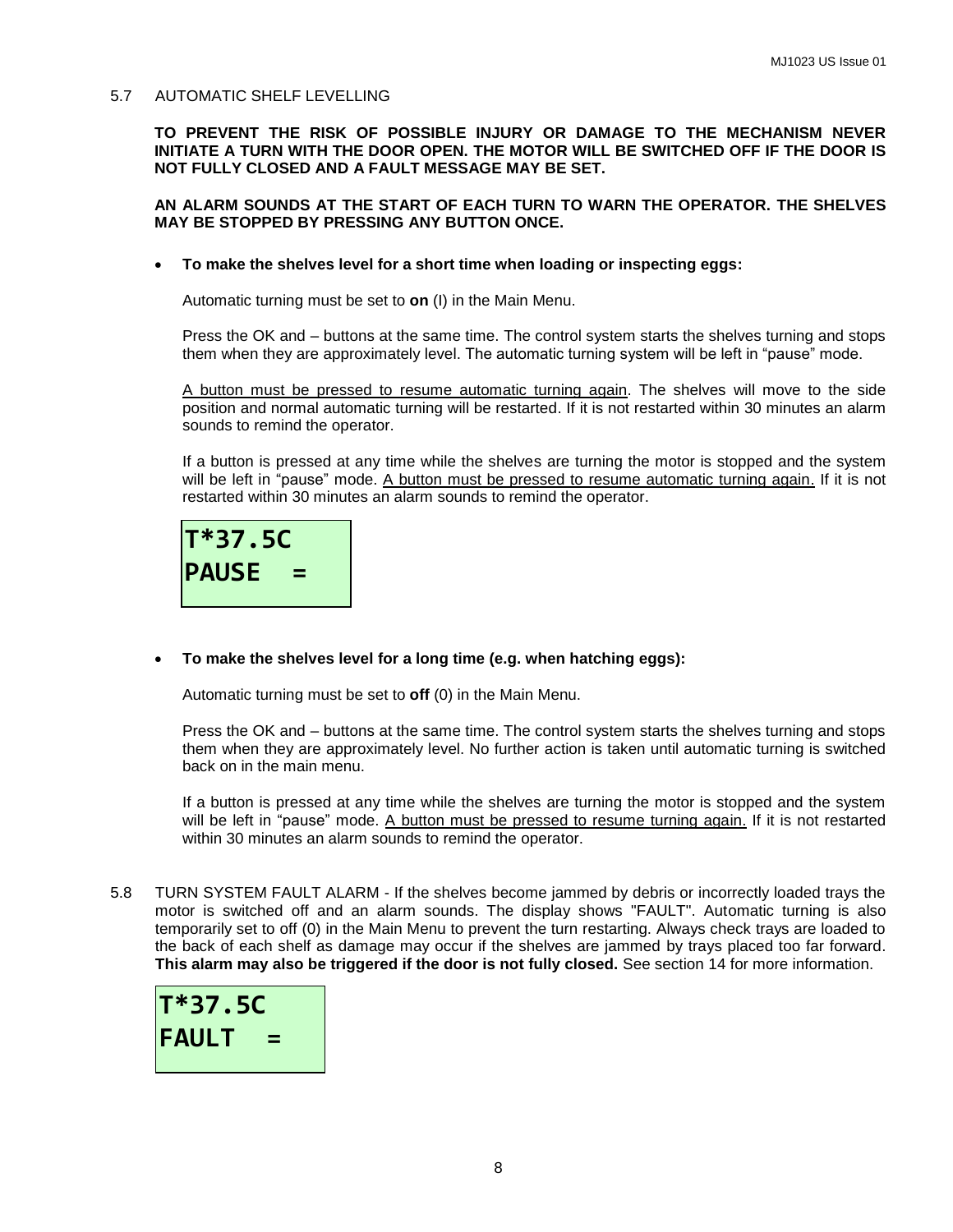## 5.7 AUTOMATIC SHELF LEVELLING

**TO PREVENT THE RISK OF POSSIBLE INJURY OR DAMAGE TO THE MECHANISM NEVER INITIATE A TURN WITH THE DOOR OPEN. THE MOTOR WILL BE SWITCHED OFF IF THE DOOR IS NOT FULLY CLOSED AND A FAULT MESSAGE MAY BE SET.**

**AN ALARM SOUNDS AT THE START OF EACH TURN TO WARN THE OPERATOR. THE SHELVES MAY BE STOPPED BY PRESSING ANY BUTTON ONCE.**

- **To make the shelves level for a short time when loading or inspecting eggs:**

  Automatic turning must be set to **on** (I) in the Main Menu.

  Press the OK and – buttons at the same time. The control system starts the shelves turning and stops them when they are approximately level. The automatic turning system will be left in "pause" mode.

  A button must be pressed to resume automatic turning again. The shelves will move to the side position and normal automatic turning will be restarted. If it is not restarted within 30 minutes an alarm sounds to remind the operator.

  If a button is pressed at any time while the shelves are turning the motor is stopped and the system will be left in "pause" mode. A button must be pressed to resume automatic turning again. If it is not restarted within 30 minutes an alarm sounds to remind the operator.

```
T*37.5C
PAUSE  =
```

- **To make the shelves level for a long time (e.g. when hatching eggs):**

  Automatic turning must be set to **off** (0) in the Main Menu.

  Press the OK and – buttons at the same time. The control system starts the shelves turning and stops them when they are approximately level. No further action is taken until automatic turning is switched back on in the main menu.

  If a button is pressed at any time while the shelves are turning the motor is stopped and the system will be left in "pause" mode. A button must be pressed to resume turning again. If it is not restarted within 30 minutes an alarm sounds to remind the operator.

## 5.8 TURN SYSTEM FAULT ALARM

TURN SYSTEM FAULT ALARM - If the shelves become jammed by debris or incorrectly loaded trays the motor is switched off and an alarm sounds. The display shows "FAULT". Automatic turning is also temporarily set to off (0) in the Main Menu to prevent the turn restarting. Always check trays are loaded to the back of each shelf as damage may occur if the shelves are jammed by trays placed too far forward. **This alarm may also be triggered if the door is not fully closed.** See section 14 for more information.

```
T*37.5C
FAULT  =
```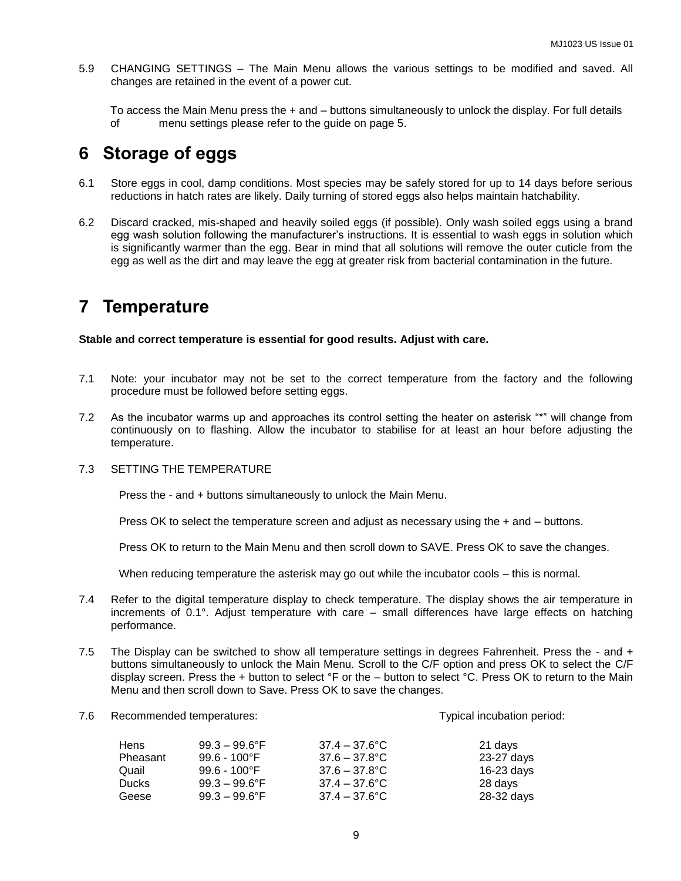5.9 CHANGING SETTINGS – The Main Menu allows the various settings to be modified and saved. All changes are retained in the event of a power cut.

To access the Main Menu press the + and – buttons simultaneously to unlock the display. For full details of menu settings please refer to the guide on page 5.

# 6 Storage of eggs

6.1 Store eggs in cool, damp conditions. Most species may be safely stored for up to 14 days before serious reductions in hatch rates are likely. Daily turning of stored eggs also helps maintain hatchability.

6.2 Discard cracked, mis-shaped and heavily soiled eggs (if possible). Only wash soiled eggs using a brand egg wash solution following the manufacturer's instructions. It is essential to wash eggs in solution which is significantly warmer than the egg. Bear in mind that all solutions will remove the outer cuticle from the egg as well as the dirt and may leave the egg at greater risk from bacterial contamination in the future.

# 7 Temperature

**Stable and correct temperature is essential for good results. Adjust with care.**

7.1 Note: your incubator may not be set to the correct temperature from the factory and the following procedure must be followed before setting eggs.

7.2 As the incubator warms up and approaches its control setting the heater on asterisk "*" will change from continuously on to flashing. Allow the incubator to stabilise for at least an hour before adjusting the temperature.

7.3 SETTING THE TEMPERATURE

Press the - and + buttons simultaneously to unlock the Main Menu.

Press OK to select the temperature screen and adjust as necessary using the + and – buttons.

Press OK to return to the Main Menu and then scroll down to SAVE. Press OK to save the changes.

When reducing temperature the asterisk may go out while the incubator cools – this is normal.

7.4 Refer to the digital temperature display to check temperature. The display shows the air temperature in increments of 0.1°. Adjust temperature with care – small differences have large effects on hatching performance.

7.5 The Display can be switched to show all temperature settings in degrees Fahrenheit. Press the - and + buttons simultaneously to unlock the Main Menu. Scroll to the C/F option and press OK to select the C/F display screen. Press the + button to select °F or the – button to select °C. Press OK to return to the Main Menu and then scroll down to Save. Press OK to save the changes.

7.6 Recommended temperatures:

| | | | Typical incubation period: |
|---|---|---|---|
| Hens | 99.3 – 99.6°F | 37.4 – 37.6°C | 21 days |
| Pheasant | 99.6 - 100°F | 37.6 – 37.8°C | 23-27 days |
| Quail | 99.6 - 100°F | 37.6 – 37.8°C | 16-23 days |
| Ducks | 99.3 – 99.6°F | 37.4 – 37.6°C | 28 days |
| Geese | 99.3 – 99.6°F | 37.4 – 37.6°C | 28-32 days |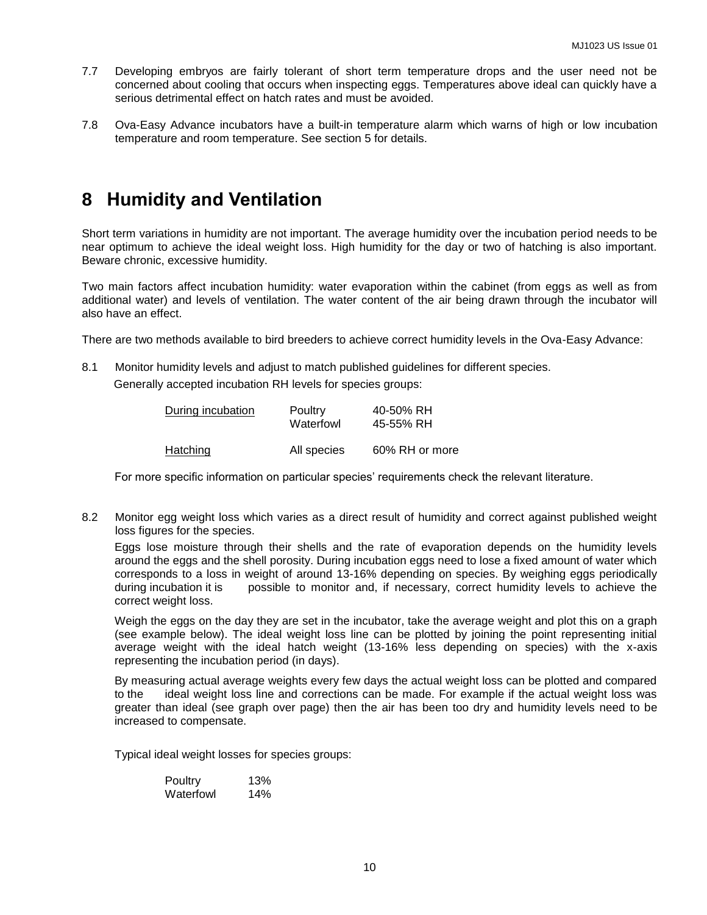7.7 Developing embryos are fairly tolerant of short term temperature drops and the user need not be concerned about cooling that occurs when inspecting eggs. Temperatures above ideal can quickly have a serious detrimental effect on hatch rates and must be avoided.

7.8 Ova-Easy Advance incubators have a built-in temperature alarm which warns of high or low incubation temperature and room temperature. See section 5 for details.

# 8 Humidity and Ventilation

Short term variations in humidity are not important. The average humidity over the incubation period needs to be near optimum to achieve the ideal weight loss. High humidity for the day or two of hatching is also important. Beware chronic, excessive humidity.

Two main factors affect incubation humidity: water evaporation within the cabinet (from eggs as well as from additional water) and levels of ventilation. The water content of the air being drawn through the incubator will also have an effect.

There are two methods available to bird breeders to achieve correct humidity levels in the Ova-Easy Advance:

8.1 Monitor humidity levels and adjust to match published guidelines for different species.

Generally accepted incubation RH levels for species groups:

| | | |
|---|---|---|
| <u>During incubation</u> | Poultry | 40-50% RH |
| | Waterfowl | 45-55% RH |
| <u>Hatching</u> | All species | 60% RH or more |

For more specific information on particular species' requirements check the relevant literature.

8.2 Monitor egg weight loss which varies as a direct result of humidity and correct against published weight loss figures for the species.

Eggs lose moisture through their shells and the rate of evaporation depends on the humidity levels around the eggs and the shell porosity. During incubation eggs need to lose a fixed amount of water which corresponds to a loss in weight of around 13-16% depending on species. By weighing eggs periodically during incubation it is possible to monitor and, if necessary, correct humidity levels to achieve the correct weight loss.

Weigh the eggs on the day they are set in the incubator, take the average weight and plot this on a graph (see example below). The ideal weight loss line can be plotted by joining the point representing initial average weight with the ideal hatch weight (13-16% less depending on species) with the x-axis representing the incubation period (in days).

By measuring actual average weights every few days the actual weight loss can be plotted and compared to the ideal weight loss line and corrections can be made. For example if the actual weight loss was greater than ideal (see graph over page) then the air has been too dry and humidity levels need to be increased to compensate.

Typical ideal weight losses for species groups:

| | |
|---|---|
| Poultry | 13% |
| Waterfowl | 14% |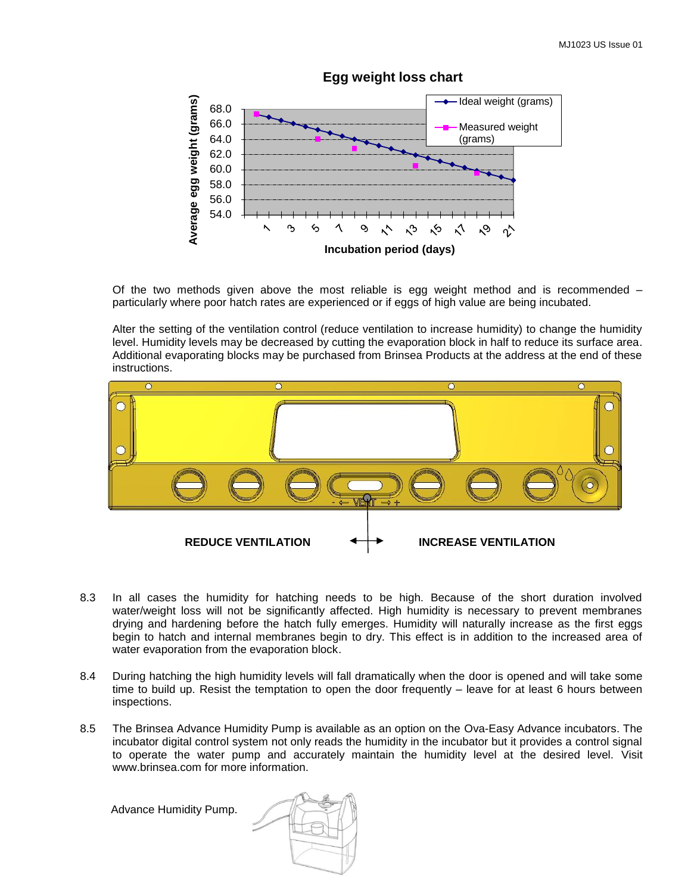**Egg weight loss chart**

Of the two methods given above the most reliable is egg weight method and is recommended – particularly where poor hatch rates are experienced or if eggs of high value are being incubated.

Alter the setting of the ventilation control (reduce ventilation to increase humidity) to change the humidity level. Humidity levels may be decreased by cutting the evaporation block in half to reduce its surface area. Additional evaporating blocks may be purchased from Brinsea Products at the address at the end of these instructions.

REDUCE VENTILATION ← → INCREASE VENTILATION

8.3 In all cases the humidity for hatching needs to be high. Because of the short duration involved water/weight loss will not be significantly affected. High humidity is necessary to prevent membranes drying and hardening before the hatch fully emerges. Humidity will naturally increase as the first eggs begin to hatch and internal membranes begin to dry. This effect is in addition to the increased area of water evaporation from the evaporation block.

8.4 During hatching the high humidity levels will fall dramatically when the door is opened and will take some time to build up. Resist the temptation to open the door frequently – leave for at least 6 hours between inspections.

8.5 The Brinsea Advance Humidity Pump is available as an option on the Ova-Easy Advance incubators. The incubator digital control system not only reads the humidity in the incubator but it provides a control signal to operate the water pump and accurately maintain the humidity level at the desired level. Visit www.brinsea.com for more information.

Advance Humidity Pump.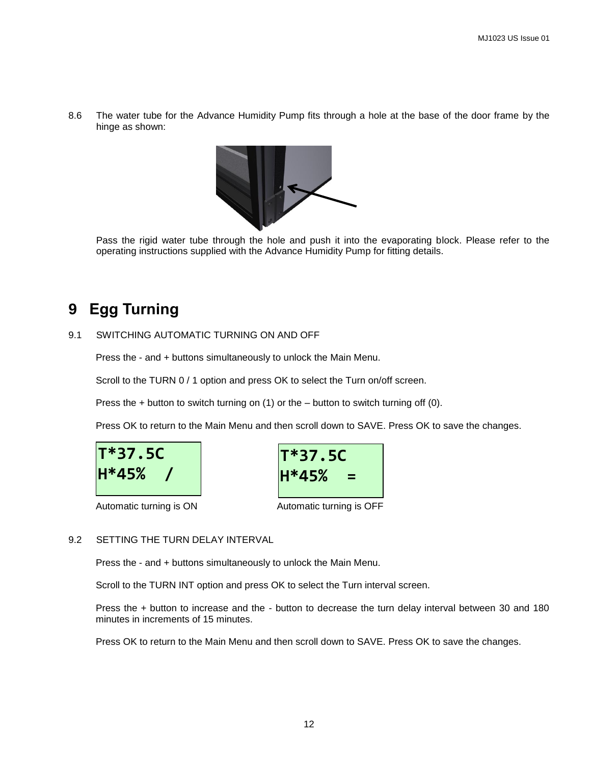8.6 The water tube for the Advance Humidity Pump fits through a hole at the base of the door frame by the hinge as shown:

Pass the rigid water tube through the hole and push it into the evaporating block. Please refer to the operating instructions supplied with the Advance Humidity Pump for fitting details.

# 9 Egg Turning

9.1 SWITCHING AUTOMATIC TURNING ON AND OFF

Press the - and + buttons simultaneously to unlock the Main Menu.

Scroll to the TURN 0 / 1 option and press OK to select the Turn on/off screen.

Press the + button to switch turning on (1) or the – button to switch turning off (0).

Press OK to return to the Main Menu and then scroll down to SAVE. Press OK to save the changes.

```
T*37.5C
H*45%  /
```

Automatic turning is ON

```
T*37.5C
H*45%  =
```

Automatic turning is OFF

9.2 SETTING THE TURN DELAY INTERVAL

Press the - and + buttons simultaneously to unlock the Main Menu.

Scroll to the TURN INT option and press OK to select the Turn interval screen.

Press the + button to increase and the - button to decrease the turn delay interval between 30 and 180 minutes in increments of 15 minutes.

Press OK to return to the Main Menu and then scroll down to SAVE. Press OK to save the changes.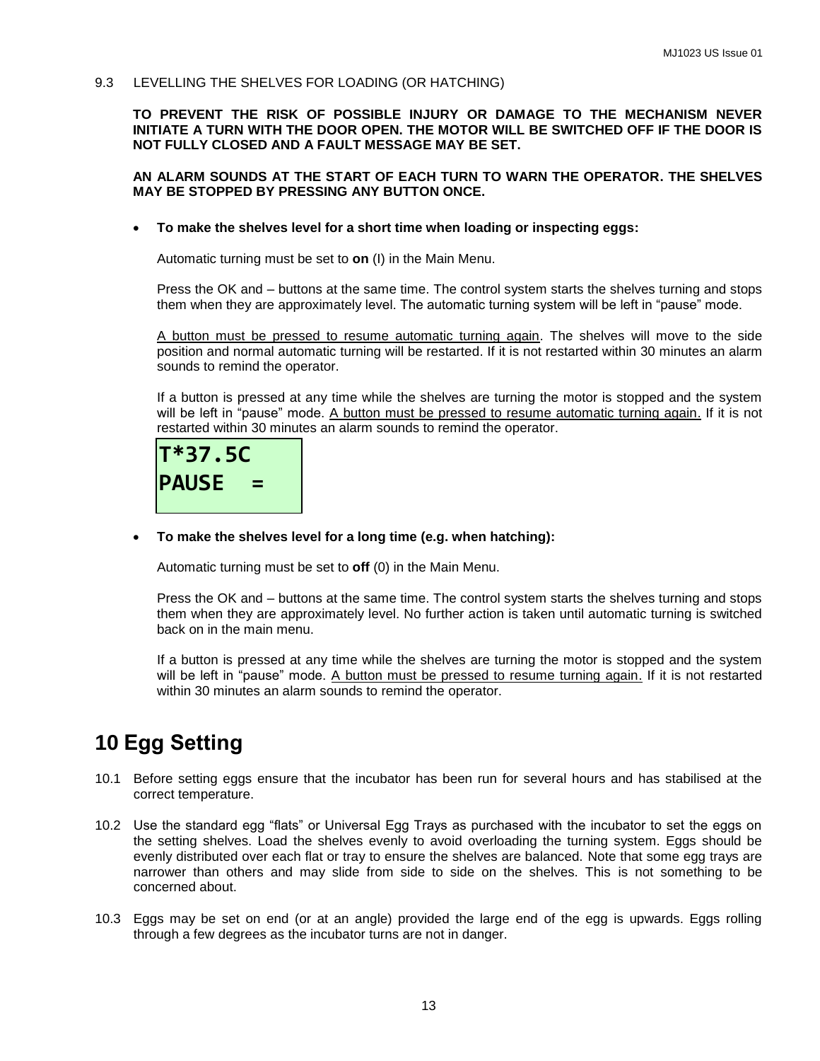9.3 LEVELLING THE SHELVES FOR LOADING (OR HATCHING)

**TO PREVENT THE RISK OF POSSIBLE INJURY OR DAMAGE TO THE MECHANISM NEVER INITIATE A TURN WITH THE DOOR OPEN. THE MOTOR WILL BE SWITCHED OFF IF THE DOOR IS NOT FULLY CLOSED AND A FAULT MESSAGE MAY BE SET.**

**AN ALARM SOUNDS AT THE START OF EACH TURN TO WARN THE OPERATOR. THE SHELVES MAY BE STOPPED BY PRESSING ANY BUTTON ONCE.**

- **To make the shelves level for a short time when loading or inspecting eggs:**

  Automatic turning must be set to **on** (I) in the Main Menu.

  Press the OK and – buttons at the same time. The control system starts the shelves turning and stops them when they are approximately level. The automatic turning system will be left in "pause" mode.

  <u>A button must be pressed to resume automatic turning again</u>. The shelves will move to the side position and normal automatic turning will be restarted. If it is not restarted within 30 minutes an alarm sounds to remind the operator.

  If a button is pressed at any time while the shelves are turning the motor is stopped and the system will be left in "pause" mode. <u>A button must be pressed to resume automatic turning again.</u> If it is not restarted within 30 minutes an alarm sounds to remind the operator.

  ```
  T*37.5C
  PAUSE  =
  ```

- **To make the shelves level for a long time (e.g. when hatching):**

  Automatic turning must be set to **off** (0) in the Main Menu.

  Press the OK and – buttons at the same time. The control system starts the shelves turning and stops them when they are approximately level. No further action is taken until automatic turning is switched back on in the main menu.

  If a button is pressed at any time while the shelves are turning the motor is stopped and the system will be left in "pause" mode. <u>A button must be pressed to resume turning again.</u> If it is not restarted within 30 minutes an alarm sounds to remind the operator.

# 10 Egg Setting

10.1 Before setting eggs ensure that the incubator has been run for several hours and has stabilised at the correct temperature.

10.2 Use the standard egg "flats" or Universal Egg Trays as purchased with the incubator to set the eggs on the setting shelves. Load the shelves evenly to avoid overloading the turning system. Eggs should be evenly distributed over each flat or tray to ensure the shelves are balanced. Note that some egg trays are narrower than others and may slide from side to side on the shelves. This is not something to be concerned about.

10.3 Eggs may be set on end (or at an angle) provided the large end of the egg is upwards. Eggs rolling through a few degrees as the incubator turns are not in danger.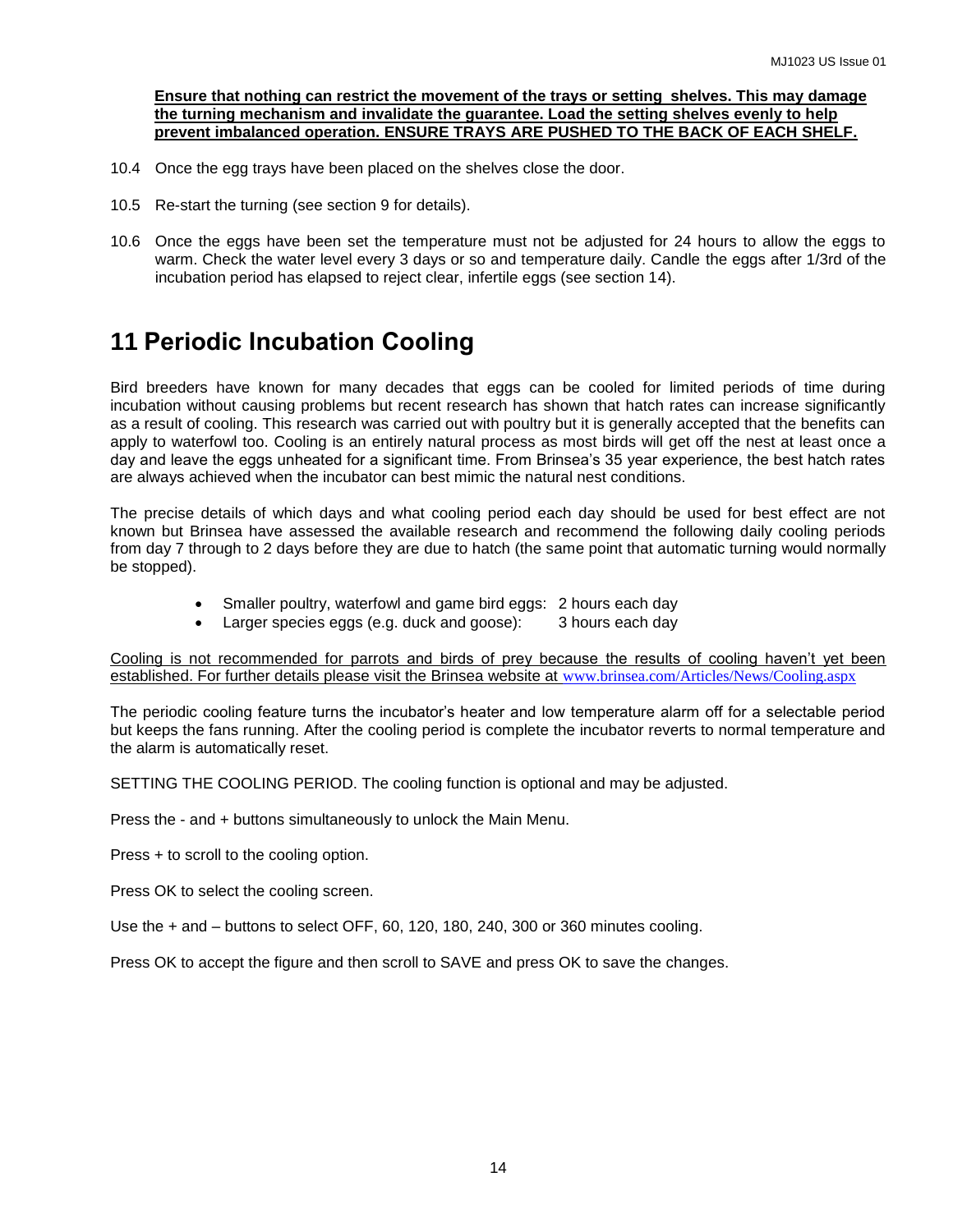**Ensure that nothing can restrict the movement of the trays or setting  shelves. This may damage the turning mechanism and invalidate the guarantee. Load the setting shelves evenly to help prevent imbalanced operation. ENSURE TRAYS ARE PUSHED TO THE BACK OF EACH SHELF.**

10.4 Once the egg trays have been placed on the shelves close the door.

10.5 Re-start the turning (see section 9 for details).

10.6 Once the eggs have been set the temperature must not be adjusted for 24 hours to allow the eggs to warm. Check the water level every 3 days or so and temperature daily. Candle the eggs after 1/3rd of the incubation period has elapsed to reject clear, infertile eggs (see section 14).

# 11 Periodic Incubation Cooling

Bird breeders have known for many decades that eggs can be cooled for limited periods of time during incubation without causing problems but recent research has shown that hatch rates can increase significantly as a result of cooling. This research was carried out with poultry but it is generally accepted that the benefits can apply to waterfowl too. Cooling is an entirely natural process as most birds will get off the nest at least once a day and leave the eggs unheated for a significant time. From Brinsea's 35 year experience, the best hatch rates are always achieved when the incubator can best mimic the natural nest conditions.

The precise details of which days and what cooling period each day should be used for best effect are not known but Brinsea have assessed the available research and recommend the following daily cooling periods from day 7 through to 2 days before they are due to hatch (the same point that automatic turning would normally be stopped).

- Smaller poultry, waterfowl and game bird eggs: 2 hours each day
- Larger species eggs (e.g. duck and goose): 3 hours each day

Cooling is not recommended for parrots and birds of prey because the results of cooling haven't yet been established. For further details please visit the Brinsea website at www.brinsea.com/Articles/News/Cooling.aspx

The periodic cooling feature turns the incubator's heater and low temperature alarm off for a selectable period but keeps the fans running. After the cooling period is complete the incubator reverts to normal temperature and the alarm is automatically reset.

SETTING THE COOLING PERIOD. The cooling function is optional and may be adjusted.

Press the - and + buttons simultaneously to unlock the Main Menu.

Press + to scroll to the cooling option.

Press OK to select the cooling screen.

Use the + and – buttons to select OFF, 60, 120, 180, 240, 300 or 360 minutes cooling.

Press OK to accept the figure and then scroll to SAVE and press OK to save the changes.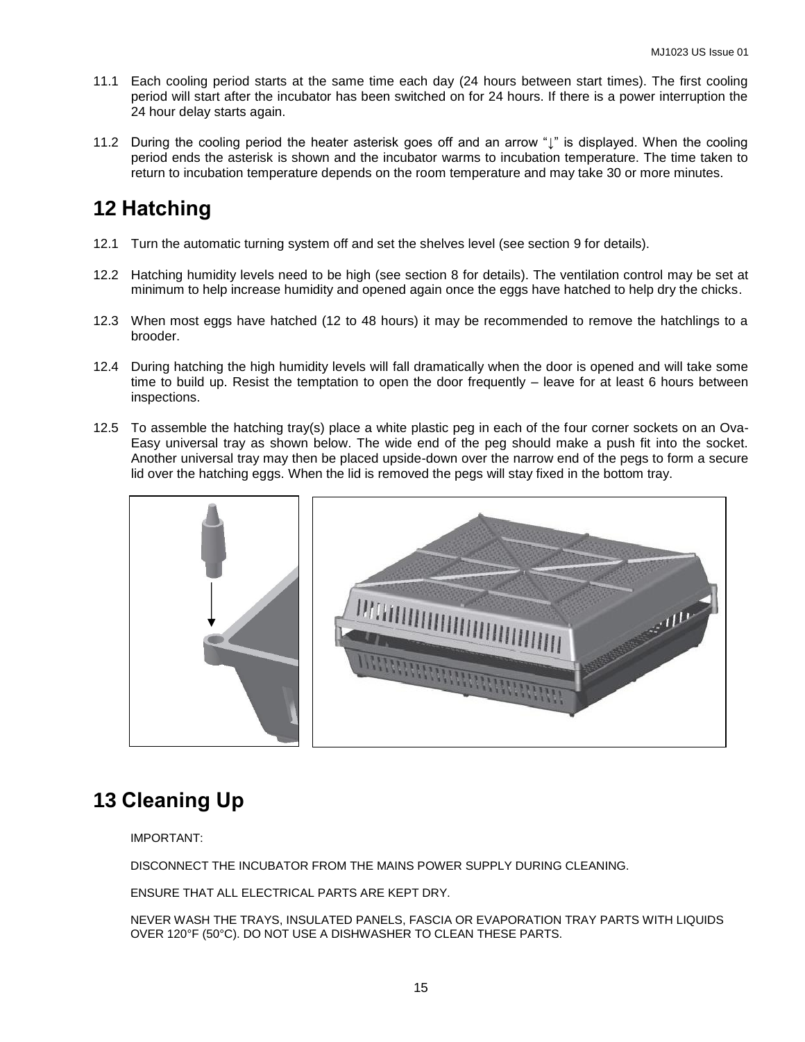11.1 Each cooling period starts at the same time each day (24 hours between start times). The first cooling period will start after the incubator has been switched on for 24 hours. If there is a power interruption the 24 hour delay starts again.

11.2 During the cooling period the heater asterisk goes off and an arrow "↓" is displayed. When the cooling period ends the asterisk is shown and the incubator warms to incubation temperature. The time taken to return to incubation temperature depends on the room temperature and may take 30 or more minutes.

# 12 Hatching

12.1 Turn the automatic turning system off and set the shelves level (see section 9 for details).

12.2 Hatching humidity levels need to be high (see section 8 for details). The ventilation control may be set at minimum to help increase humidity and opened again once the eggs have hatched to help dry the chicks.

12.3 When most eggs have hatched (12 to 48 hours) it may be recommended to remove the hatchlings to a brooder.

12.4 During hatching the high humidity levels will fall dramatically when the door is opened and will take some time to build up. Resist the temptation to open the door frequently – leave for at least 6 hours between inspections.

12.5 To assemble the hatching tray(s) place a white plastic peg in each of the four corner sockets on an Ova-Easy universal tray as shown below. The wide end of the peg should make a push fit into the socket. Another universal tray may then be placed upside-down over the narrow end of the pegs to form a secure lid over the hatching eggs. When the lid is removed the pegs will stay fixed in the bottom tray.

# 13 Cleaning Up

IMPORTANT:

DISCONNECT THE INCUBATOR FROM THE MAINS POWER SUPPLY DURING CLEANING.

ENSURE THAT ALL ELECTRICAL PARTS ARE KEPT DRY.

NEVER WASH THE TRAYS, INSULATED PANELS, FASCIA OR EVAPORATION TRAY PARTS WITH LIQUIDS OVER 120°F (50°C). DO NOT USE A DISHWASHER TO CLEAN THESE PARTS.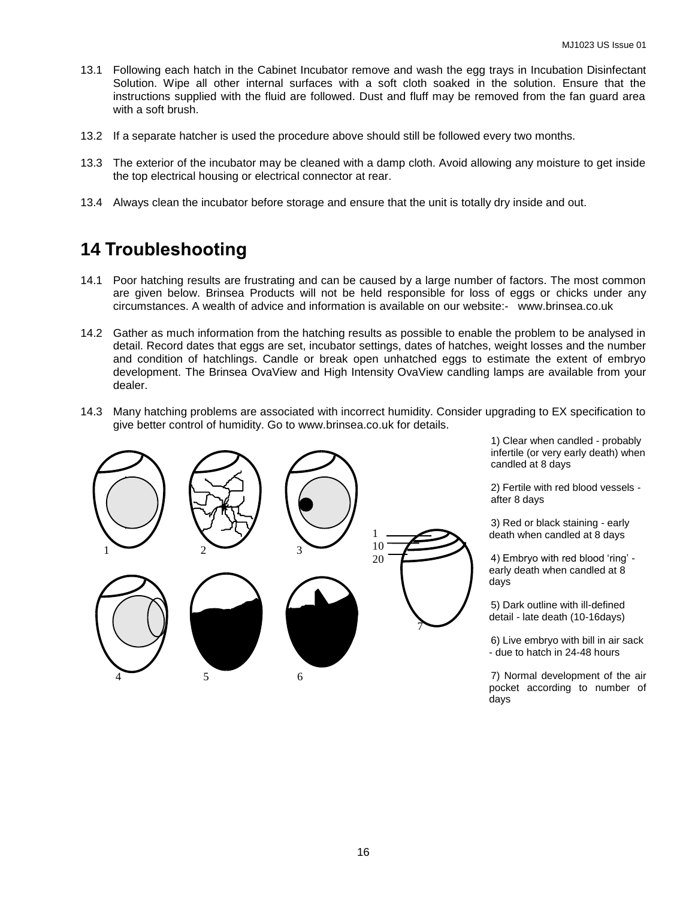13.1 Following each hatch in the Cabinet Incubator remove and wash the egg trays in Incubation Disinfectant Solution. Wipe all other internal surfaces with a soft cloth soaked in the solution. Ensure that the instructions supplied with the fluid are followed. Dust and fluff may be removed from the fan guard area with a soft brush.

13.2 If a separate hatcher is used the procedure above should still be followed every two months.

13.3 The exterior of the incubator may be cleaned with a damp cloth. Avoid allowing any moisture to get inside the top electrical housing or electrical connector at rear.

13.4 Always clean the incubator before storage and ensure that the unit is totally dry inside and out.

# 14 Troubleshooting

14.1 Poor hatching results are frustrating and can be caused by a large number of factors. The most common are given below. Brinsea Products will not be held responsible for loss of eggs or chicks under any circumstances. A wealth of advice and information is available on our website:- www.brinsea.co.uk

14.2 Gather as much information from the hatching results as possible to enable the problem to be analysed in detail. Record dates that eggs are set, incubator settings, dates of hatches, weight losses and the number and condition of hatchlings. Candle or break open unhatched eggs to estimate the extent of embryo development. The Brinsea OvaView and High Intensity OvaView candling lamps are available from your dealer.

14.3 Many hatching problems are associated with incorrect humidity. Consider upgrading to EX specification to give better control of humidity. Go to www.brinsea.co.uk for details.

1) Clear when candled - probably infertile (or very early death) when candled at 8 days

2) Fertile with red blood vessels - after 8 days

3) Red or black staining - early death when candled at 8 days

4) Embryo with red blood 'ring' - early death when candled at 8 days

5) Dark outline with ill-defined detail - late death (10-16days)

6) Live embryo with bill in air sack - due to hatch in 24-48 hours

7) Normal development of the air pocket according to number of days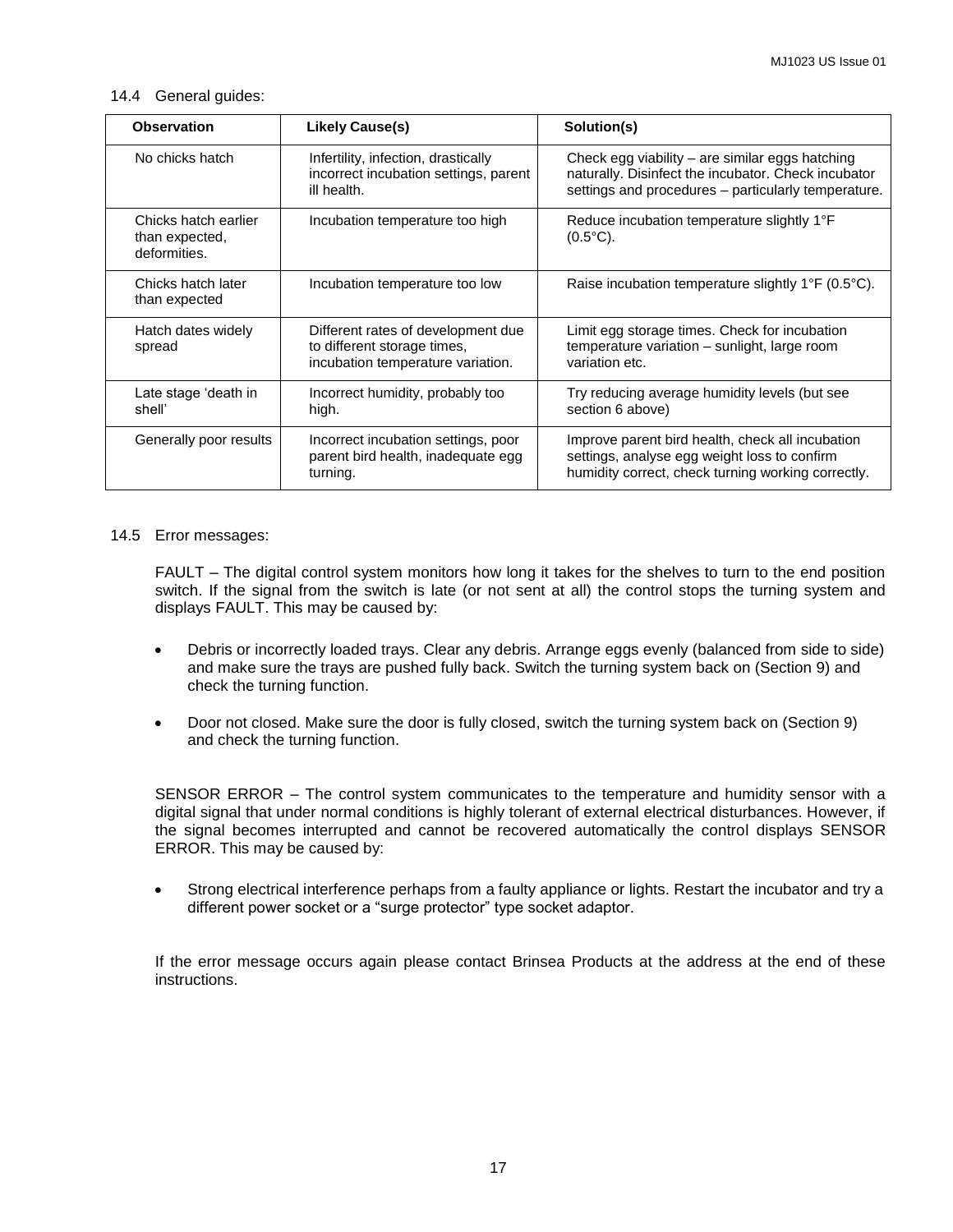### 14.4 General guides:

| Observation | Likely Cause(s) | Solution(s) |
|---|---|---|
| No chicks hatch | Infertility, infection, drastically incorrect incubation settings, parent ill health. | Check egg viability – are similar eggs hatching naturally. Disinfect the incubator. Check incubator settings and procedures – particularly temperature. |
| Chicks hatch earlier than expected, deformities. | Incubation temperature too high | Reduce incubation temperature slightly 1°F (0.5°C). |
| Chicks hatch later than expected | Incubation temperature too low | Raise incubation temperature slightly 1°F (0.5°C). |
| Hatch dates widely spread | Different rates of development due to different storage times, incubation temperature variation. | Limit egg storage times. Check for incubation temperature variation – sunlight, large room variation etc. |
| Late stage 'death in shell' | Incorrect humidity, probably too high. | Try reducing average humidity levels (but see section 6 above) |
| Generally poor results | Incorrect incubation settings, poor parent bird health, inadequate egg turning. | Improve parent bird health, check all incubation settings, analyse egg weight loss to confirm humidity correct, check turning working correctly. |

### 14.5 Error messages:

FAULT – The digital control system monitors how long it takes for the shelves to turn to the end position switch. If the signal from the switch is late (or not sent at all) the control stops the turning system and displays FAULT. This may be caused by:

- Debris or incorrectly loaded trays. Clear any debris. Arrange eggs evenly (balanced from side to side) and make sure the trays are pushed fully back. Switch the turning system back on (Section 9) and check the turning function.
- Door not closed. Make sure the door is fully closed, switch the turning system back on (Section 9) and check the turning function.

SENSOR ERROR – The control system communicates to the temperature and humidity sensor with a digital signal that under normal conditions is highly tolerant of external electrical disturbances. However, if the signal becomes interrupted and cannot be recovered automatically the control displays SENSOR ERROR. This may be caused by:

- Strong electrical interference perhaps from a faulty appliance or lights. Restart the incubator and try a different power socket or a "surge protector" type socket adaptor.

If the error message occurs again please contact Brinsea Products at the address at the end of these instructions.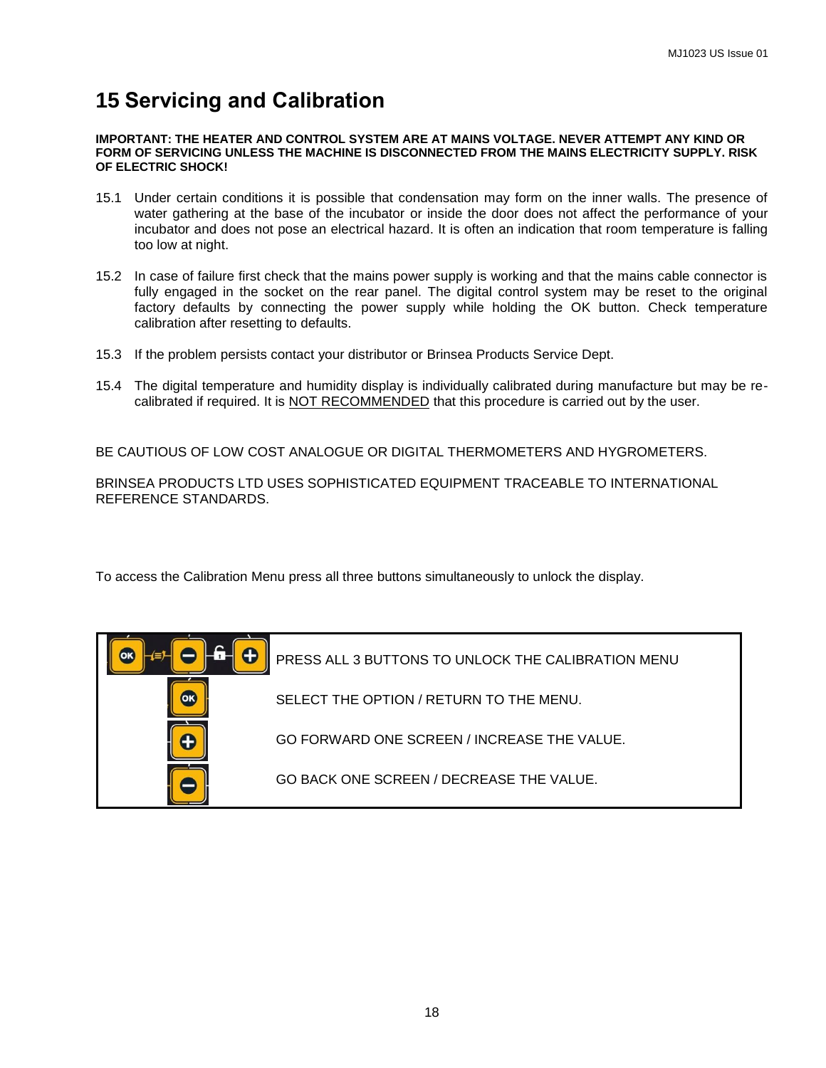# 15 Servicing and Calibration

**IMPORTANT: THE HEATER AND CONTROL SYSTEM ARE AT MAINS VOLTAGE. NEVER ATTEMPT ANY KIND OR FORM OF SERVICING UNLESS THE MACHINE IS DISCONNECTED FROM THE MAINS ELECTRICITY SUPPLY. RISK OF ELECTRIC SHOCK!**

15.1 Under certain conditions it is possible that condensation may form on the inner walls. The presence of water gathering at the base of the incubator or inside the door does not affect the performance of your incubator and does not pose an electrical hazard. It is often an indication that room temperature is falling too low at night.

15.2 In case of failure first check that the mains power supply is working and that the mains cable connector is fully engaged in the socket on the rear panel. The digital control system may be reset to the original factory defaults by connecting the power supply while holding the OK button. Check temperature calibration after resetting to defaults.

15.3 If the problem persists contact your distributor or Brinsea Products Service Dept.

15.4 The digital temperature and humidity display is individually calibrated during manufacture but may be re-calibrated if required. It is <u>NOT RECOMMENDED</u> that this procedure is carried out by the user.

BE CAUTIOUS OF LOW COST ANALOGUE OR DIGITAL THERMOMETERS AND HYGROMETERS.

BRINSEA PRODUCTS LTD USES SOPHISTICATED EQUIPMENT TRACEABLE TO INTERNATIONAL REFERENCE STANDARDS.

To access the Calibration Menu press all three buttons simultaneously to unlock the display.

| Button | Function |
|---|---|
| OK + − + | PRESS ALL 3 BUTTONS TO UNLOCK THE CALIBRATION MENU |
| OK | SELECT THE OPTION / RETURN TO THE MENU. |
| + | GO FORWARD ONE SCREEN / INCREASE THE VALUE. |
| − | GO BACK ONE SCREEN / DECREASE THE VALUE. |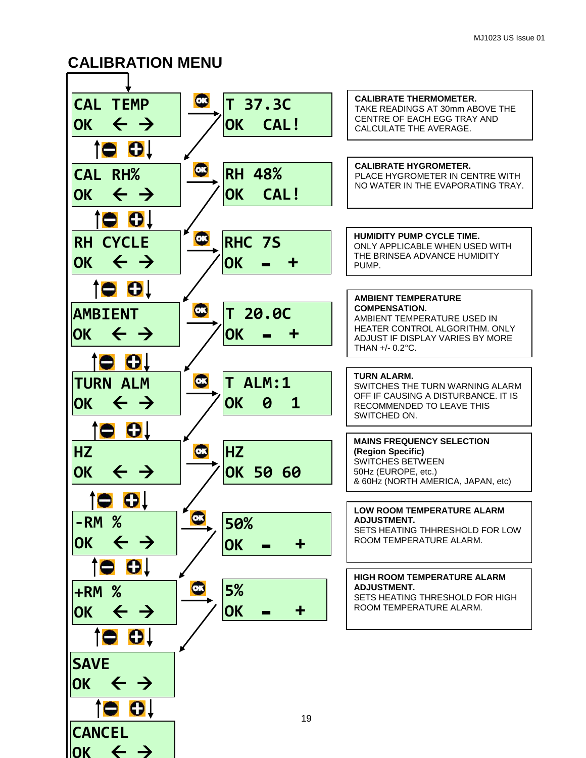## CALIBRATION MENU

| Menu | Setting (press OK) | Description |
|---|---|---|
| CAL TEMP<br>OK ← → | T 37.3C<br>OK CAL! | **CALIBRATE THERMOMETER.**<br>TAKE READINGS AT 30mm ABOVE THE CENTRE OF EACH EGG TRAY AND CALCULATE THE AVERAGE. |
| CAL RH%<br>OK ← → | RH 48%<br>OK CAL! | **CALIBRATE HYGROMETER.**<br>PLACE HYGROMETER IN CENTRE WITH NO WATER IN THE EVAPORATING TRAY. |
| RH CYCLE<br>OK ← → | RHC 7S<br>OK - + | **HUMIDITY PUMP CYCLE TIME.**<br>ONLY APPLICABLE WHEN USED WITH THE BRINSEA ADVANCE HUMIDITY PUMP. |
| AMBIENT<br>OK ← → | T 20.0C<br>OK - + | **AMBIENT TEMPERATURE COMPENSATION.**<br>AMBIENT TEMPERATURE USED IN HEATER CONTROL ALGORITHM. ONLY ADJUST IF DISPLAY VARIES BY MORE THAN +/- 0.2°C. |
| TURN ALM<br>OK ← → | T ALM:1<br>OK 0 1 | **TURN ALARM.**<br>SWITCHES THE TURN WARNING ALARM OFF IF CAUSING A DISTURBANCE. IT IS RECOMMENDED TO LEAVE THIS SWITCHED ON. |
| HZ<br>OK ← → | HZ<br>OK 50 60 | **MAINS FREQUENCY SELECTION (Region Specific)**<br>SWITCHES BETWEEN 50Hz (EUROPE, etc.) & 60Hz (NORTH AMERICA, JAPAN, etc) |
| -RM %<br>OK ← → | 50%<br>OK - + | **LOW ROOM TEMPERATURE ALARM ADJUSTMENT.**<br>SETS HEATING THHRESHOLD FOR LOW ROOM TEMPERATURE ALARM. |
| +RM %<br>OK ← → | 5%<br>OK - + | **HIGH ROOM TEMPERATURE ALARM ADJUSTMENT.**<br>SETS HEATING THRESHOLD FOR HIGH ROOM TEMPERATURE ALARM. |
| SAVE<br>OK ← → | | |
| CANCEL<br>OK ← → | | |

Use ⊖ (↑) and ⊕ (↓) to move between menu items; press OK to enter a setting. After OK in each setting, the menu advances to the next item.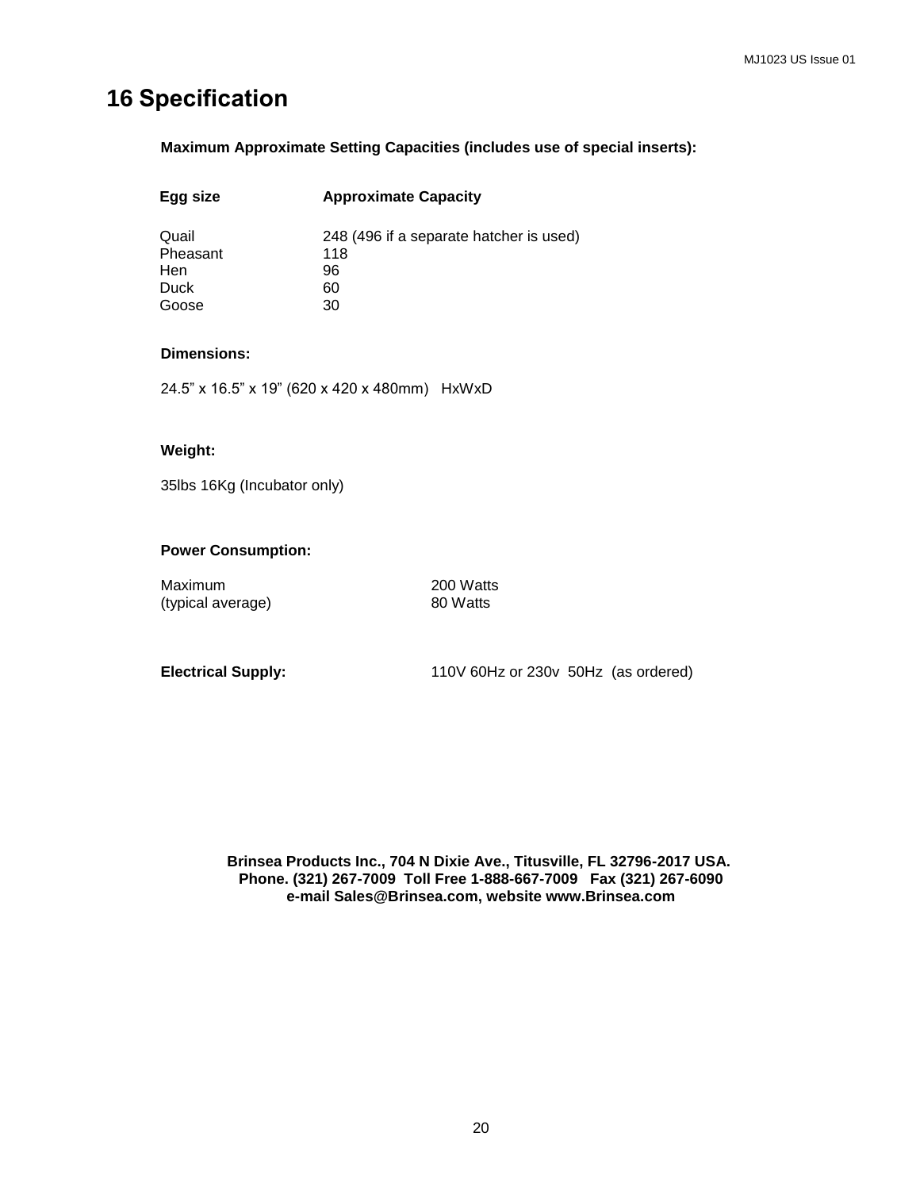# 16 Specification

**Maximum Approximate Setting Capacities (includes use of special inserts):**

| Egg size | Approximate Capacity |
| --- | --- |
| Quail | 248 (496 if a separate hatcher is used) |
| Pheasant | 118 |
| Hen | 96 |
| Duck | 60 |
| Goose | 30 |

**Dimensions:**

24.5” x 16.5” x 19” (620 x 420 x 480mm) HxWxD

**Weight:**

35lbs 16Kg (Incubator only)

**Power Consumption:**

| | |
| --- | --- |
| Maximum | 200 Watts |
| (typical average) | 80 Watts |

**Electrical Supply:** 110V 60Hz or 230v 50Hz (as ordered)

**Brinsea Products Inc., 704 N Dixie Ave., Titusville, FL 32796-2017 USA.**
**Phone. (321) 267-7009 Toll Free 1-888-667-7009 Fax (321) 267-6090**
**e-mail Sales@Brinsea.com, website www.Brinsea.com**